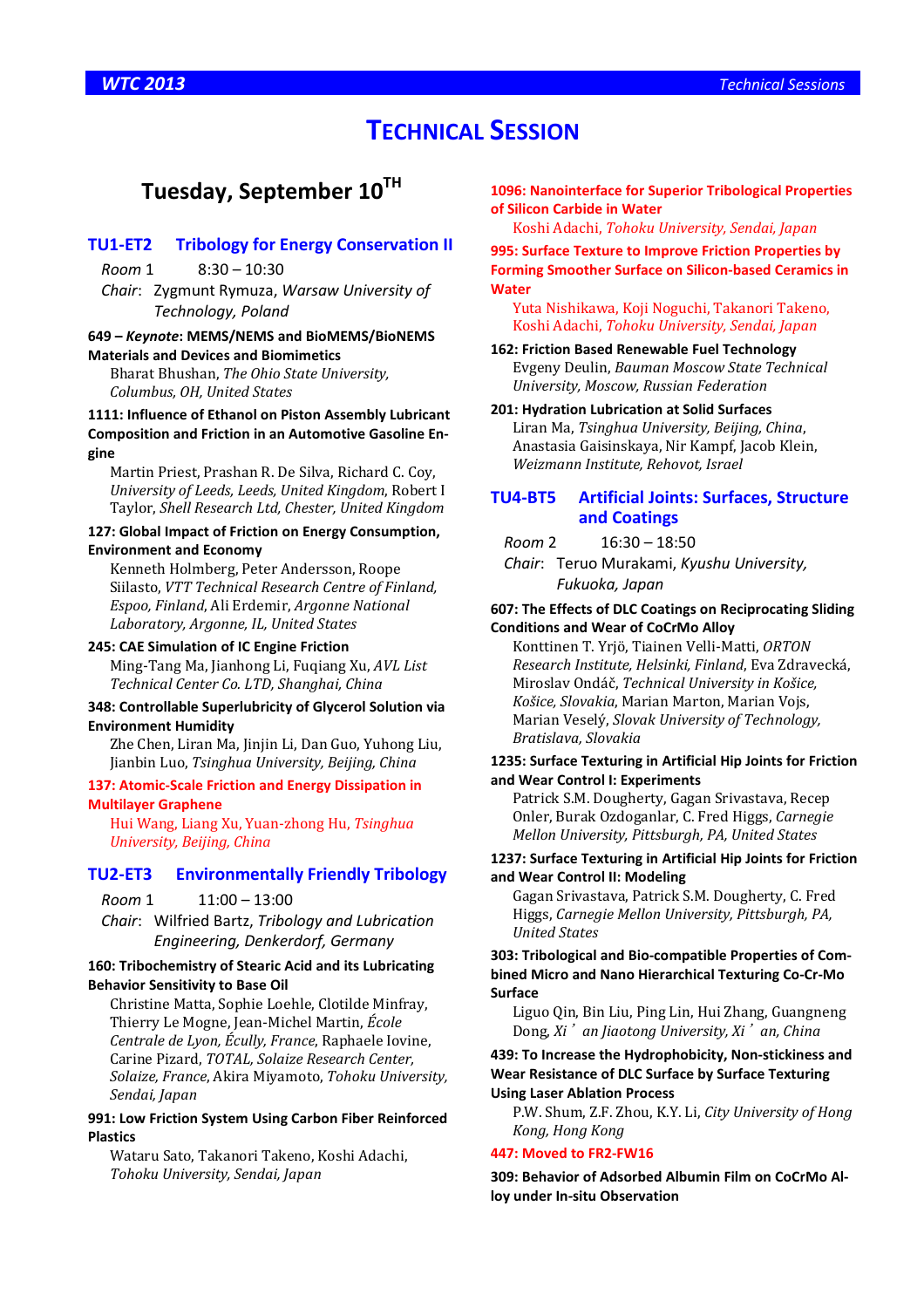# TECHNICAL SESSION

## Tuesday, September 10TH

### TU1-ET2 Tribology for Energy Conservation II

*Room* 1 8:30 – 10:30

*Chair*: Zygmunt Rymuza, *Warsaw University of Technology, Poland*

**649 – *Keynote*: MEMS/NEMS and BioMEMS/BioNEMS Materials and Devices and Biomimetics**

Bharat Bhushan, *The Ohio State University, Columbus, OH, United States*

**1111: Influence of Ethanol on Piston Assembly Lubricant Composition and Friction in an Automotive Gasoline Engine**

Martin Priest, Prashan R. De Silva, Richard C. Coy, *University of Leeds, Leeds, United Kingdom*, Robert I Taylor, *Shell Research Ltd, Chester, United Kingdom*

**127: Global Impact of Friction on Energy Consumption, Environment and Economy**

Kenneth Holmberg, Peter Andersson, Roope Siilasto, *VTT Technical Research Centre of Finland, Espoo, Finland*, Ali Erdemir, *Argonne National Laboratory, Argonne, IL, United States*

**245: CAE Simulation of IC Engine Friction**

Ming-Tang Ma, Jianhong Li, Fuqiang Xu, *AVL List Technical Center Co. LTD, Shanghai, China*

**348: Controllable Superlubricity of Glycerol Solution via Environment Humidity**

Zhe Chen, Liran Ma, Jinjin Li, Dan Guo, Yuhong Liu, Jianbin Luo, *Tsinghua University, Beijing, China*

**137: Atomic-Scale Friction and Energy Dissipation in Multilayer Graphene**

Hui Wang, Liang Xu, Yuan-zhong Hu, *Tsinghua University, Beijing, China*

### TU2-ET3 Environmentally Friendly Tribology

*Room* 1 11:00 – 13:00

*Chair*: Wilfried Bartz, *Tribology and Lubrication Engineering, Denkerdorf, Germany*

**160: Tribochemistry of Stearic Acid and its Lubricating Behavior Sensitivity to Base Oil**

Christine Matta, Sophie Loehle, Clotilde Minfray, Thierry Le Mogne, Jean-Michel Martin, *École Centrale de Lyon, Écully, France*, Raphaele Iovine, Carine Pizard, *TOTAL, Solaize Research Center, Solaize, France*, Akira Miyamoto, *Tohoku University, Sendai, Japan*

**991: Low Friction System Using Carbon Fiber Reinforced Plastics**

Wataru Sato, Takanori Takeno, Koshi Adachi, *Tohoku University, Sendai, Japan*

**1096: Nanointerface for Superior Tribological Properties of Silicon Carbide in Water**

Koshi Adachi, *Tohoku University, Sendai, Japan*

**995: Surface Texture to Improve Friction Properties by Forming Smoother Surface on Silicon-based Ceramics in Water**

Yuta Nishikawa, Koji Noguchi, Takanori Takeno, Koshi Adachi, *Tohoku University, Sendai, Japan*

**162: Friction Based Renewable Fuel Technology**

Evgeny Deulin, *Bauman Moscow State Technical University, Moscow, Russian Federation*

**201: Hydration Lubrication at Solid Surfaces**

Liran Ma, *Tsinghua University, Beijing, China*, Anastasia Gaisinskaya, Nir Kampf, Jacob Klein, *Weizmann Institute, Rehovot, Israel*

### TU4-BT5 Artificial Joints: Surfaces, Structure and Coatings

*Room* 2 16:30 – 18:50

*Chair*: Teruo Murakami, *Kyushu University, Fukuoka, Japan*

**607: The Effects of DLC Coatings on Reciprocating Sliding Conditions and Wear of CoCrMo Alloy**

Konttinen T. Yrjö, Tiainen Velli-Matti, *ORTON Research Institute, Helsinki, Finland*, Eva Zdravecká, Miroslav Ondáč, *Technical University in Košice, Košice, Slovakia*, Marian Marton, Marian Vojs, Marian Veselý, *Slovak University of Technology, Bratislava, Slovakia*

**1235: Surface Texturing in Artificial Hip Joints for Friction and Wear Control I: Experiments**

Patrick S.M. Dougherty, Gagan Srivastava, Recep Onler, Burak Ozdoganlar, C. Fred Higgs, *Carnegie Mellon University, Pittsburgh, PA, United States*

**1237: Surface Texturing in Artificial Hip Joints for Friction and Wear Control II: Modeling**

Gagan Srivastava, Patrick S.M. Dougherty, C. Fred Higgs, *Carnegie Mellon University, Pittsburgh, PA, United States*

**303: Tribological and Bio-compatible Properties of Combined Micro and Nano Hierarchical Texturing Co-Cr-Mo Surface**

Liguo Qin, Bin Liu, Ping Lin, Hui Zhang, Guangneng Dong, *Xi'an Jiaotong University, Xi'an, China*

**439: To Increase the Hydrophobicity, Non-stickiness and Wear Resistance of DLC Surface by Surface Texturing Using Laser Ablation Process**

P.W. Shum, Z.F. Zhou, K.Y. Li, *City University of Hong Kong, Hong Kong*

**447: Moved to FR2-FW16**

**309: Behavior of Adsorbed Albumin Film on CoCrMo Alloy under In-situ Observation**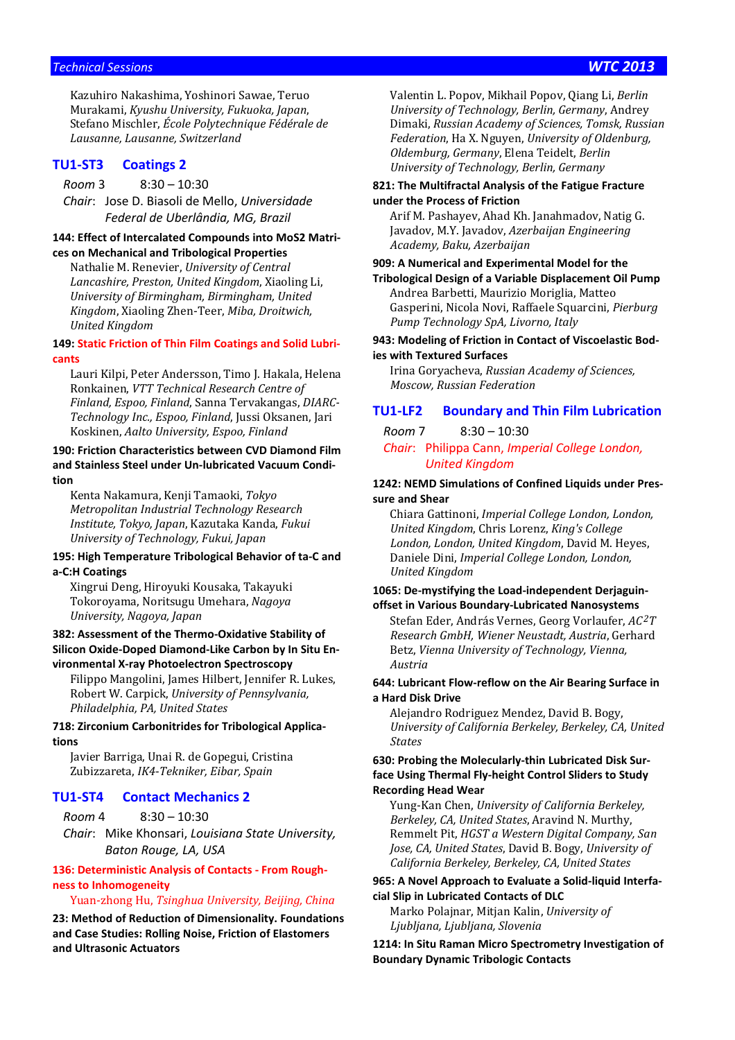Kazuhiro Nakashima, Yoshinori Sawae, Teruo Murakami, *Kyushu University, Fukuoka, Japan*, Stefano Mischler, *École Polytechnique Fédérale de Lausanne, Lausanne, Switzerland*

## TU1-ST3 Coatings 2

*Room* 3 8:30 – 10:30

*Chair*: Jose D. Biasoli de Mello, *Universidade Federal de Uberlândia, MG, Brazil*

**144: Effect of Intercalated Compounds into MoS2 Matrices on Mechanical and Tribological Properties**

Nathalie M. Renevier, *University of Central Lancashire, Preston, United Kingdom*, Xiaoling Li, *University of Birmingham, Birmingham, United Kingdom*, Xiaoling Zhen-Teer, *Miba, Droitwich, United Kingdom*

**149: Static Friction of Thin Film Coatings and Solid Lubricants**

Lauri Kilpi, Peter Andersson, Timo J. Hakala, Helena Ronkainen, *VTT Technical Research Centre of Finland, Espoo, Finland*, Sanna Tervakangas, *DIARC-Technology Inc., Espoo, Finland*, Jussi Oksanen, Jari Koskinen, *Aalto University, Espoo, Finland*

**190: Friction Characteristics between CVD Diamond Film and Stainless Steel under Un-lubricated Vacuum Condition**

Kenta Nakamura, Kenji Tamaoki, *Tokyo Metropolitan Industrial Technology Research Institute, Tokyo, Japan*, Kazutaka Kanda, *Fukui University of Technology, Fukui, Japan*

**195: High Temperature Tribological Behavior of ta-C and a-C:H Coatings**

Xingrui Deng, Hiroyuki Kousaka, Takayuki Tokoroyama, Noritsugu Umehara, *Nagoya University, Nagoya, Japan*

**382: Assessment of the Thermo-Oxidative Stability of Silicon Oxide-Doped Diamond-Like Carbon by In Situ Environmental X-ray Photoelectron Spectroscopy**

Filippo Mangolini, James Hilbert, Jennifer R. Lukes, Robert W. Carpick, *University of Pennsylvania, Philadelphia, PA, United States*

**718: Zirconium Carbonitrides for Tribological Applications**

Javier Barriga, Unai R. de Gopegui, Cristina Zubizzareta, *IK4-Tekniker, Eibar, Spain*

## TU1-ST4 Contact Mechanics 2

*Room* 4 8:30 – 10:30

*Chair*: Mike Khonsari, *Louisiana State University, Baton Rouge, LA, USA*

**136: Deterministic Analysis of Contacts - From Roughness to Inhomogeneity**

Yuan-zhong Hu, *Tsinghua University, Beijing, China*

**23: Method of Reduction of Dimensionality. Foundations and Case Studies: Rolling Noise, Friction of Elastomers and Ultrasonic Actuators**

Valentin L. Popov, Mikhail Popov, Qiang Li, *Berlin University of Technology, Berlin, Germany*, Andrey Dimaki, *Russian Academy of Sciences, Tomsk, Russian Federation*, Ha X. Nguyen, *University of Oldenburg, Oldemburg, Germany*, Elena Teidelt, *Berlin University of Technology, Berlin, Germany*

**821: The Multifractal Analysis of the Fatigue Fracture under the Process of Friction**

Arif M. Pashayev, Ahad Kh. Janahmadov, Natig G. Javadov, M.Y. Javadov, *Azerbaijan Engineering Academy, Baku, Azerbaijan*

**909: A Numerical and Experimental Model for the Tribological Design of a Variable Displacement Oil Pump**

Andrea Barbetti, Maurizio Moriglia, Matteo Gasperini, Nicola Novi, Raffaele Squarcini, *Pierburg Pump Technology SpA, Livorno, Italy*

**943: Modeling of Friction in Contact of Viscoelastic Bodies with Textured Surfaces**

Irina Goryacheva, *Russian Academy of Sciences, Moscow, Russian Federation*

## TU1-LF2 Boundary and Thin Film Lubrication

*Room* 7 8:30 – 10:30

*Chair*: Philippa Cann, *Imperial College London, United Kingdom*

**1242: NEMD Simulations of Confined Liquids under Pressure and Shear**

Chiara Gattinoni, *Imperial College London, London, United Kingdom*, Chris Lorenz, *King's College London, London, United Kingdom*, David M. Heyes, Daniele Dini, *Imperial College London, London, United Kingdom*

**1065: De-mystifying the Load-independent Derjaguin-offset in Various Boundary-Lubricated Nanosystems**

Stefan Eder, András Vernes, Georg Vorlaufer, *AC²T Research GmbH, Wiener Neustadt, Austria*, Gerhard Betz, *Vienna University of Technology, Vienna, Austria*

**644: Lubricant Flow-reflow on the Air Bearing Surface in a Hard Disk Drive**

Alejandro Rodriguez Mendez, David B. Bogy, *University of California Berkeley, Berkeley, CA, United States*

**630: Probing the Molecularly-thin Lubricated Disk Surface Using Thermal Fly-height Control Sliders to Study Recording Head Wear**

Yung-Kan Chen, *University of California Berkeley, Berkeley, CA, United States*, Aravind N. Murthy, Remmelt Pit, *HGST a Western Digital Company, San Jose, CA, United States*, David B. Bogy, *University of California Berkeley, Berkeley, CA, United States*

**965: A Novel Approach to Evaluate a Solid-liquid Interfacial Slip in Lubricated Contacts of DLC**

Marko Polajnar, Mitjan Kalin, *University of Ljubljana, Ljubljana, Slovenia*

**1214: In Situ Raman Micro Spectrometry Investigation of Boundary Dynamic Tribologic Contacts**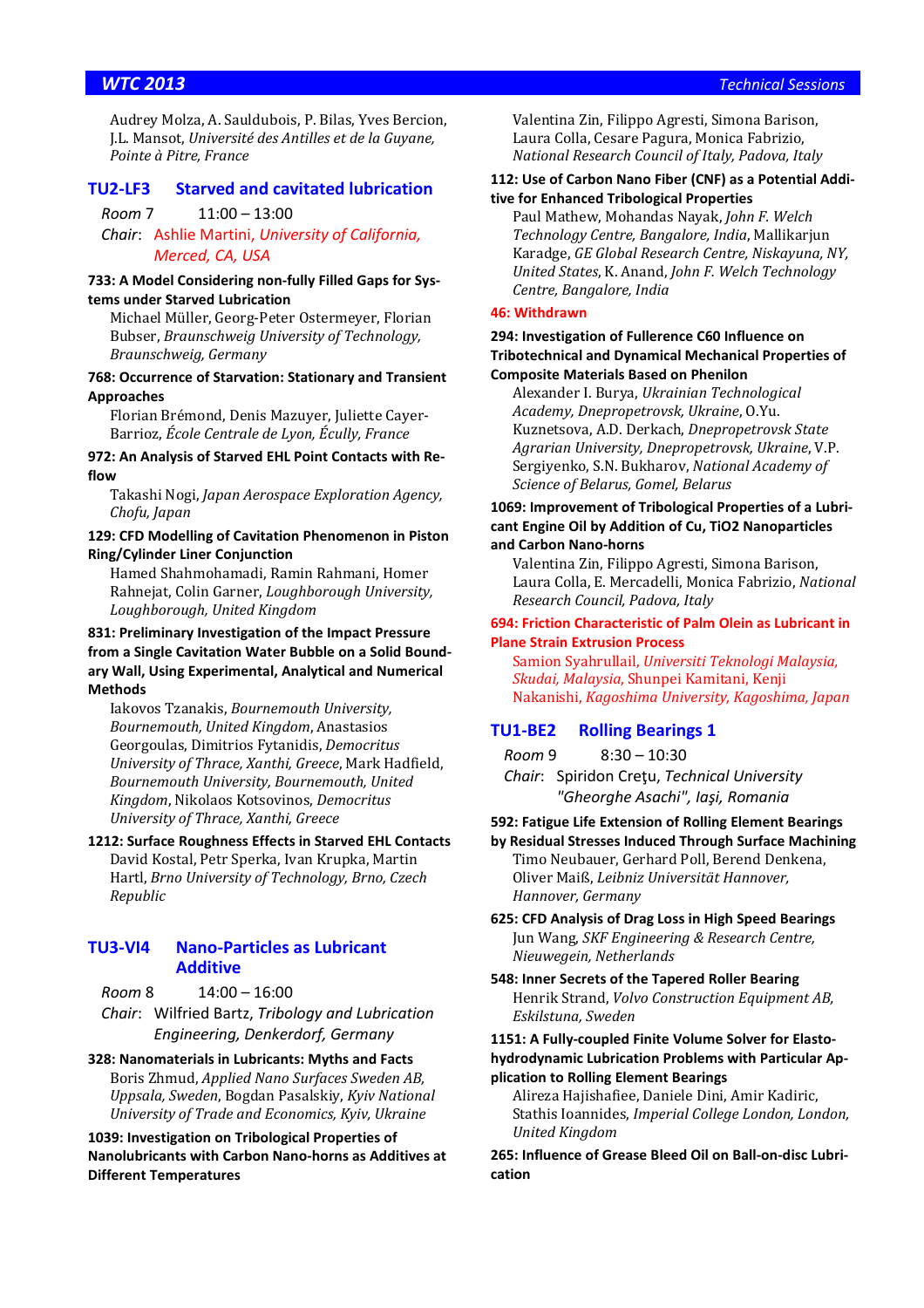Audrey Molza, A. Sauldubois, P. Bilas, Yves Bercion, J.L. Mansot, *Université des Antilles et de la Guyane, Pointe à Pitre, France*

## TU2-LF3 Starved and cavitated lubrication

*Room* 7 11:00 – 13:00

*Chair*: Ashlie Martini, *University of California, Merced, CA, USA*

**733: A Model Considering non-fully Filled Gaps for Systems under Starved Lubrication**

Michael Müller, Georg-Peter Ostermeyer, Florian Bubser, *Braunschweig University of Technology, Braunschweig, Germany*

**768: Occurrence of Starvation: Stationary and Transient Approaches**

Florian Brémond, Denis Mazuyer, Juliette Cayer-Barrioz, *École Centrale de Lyon, Écully, France*

**972: An Analysis of Starved EHL Point Contacts with Reflow**

Takashi Nogi, *Japan Aerospace Exploration Agency, Chofu, Japan*

**129: CFD Modelling of Cavitation Phenomenon in Piston Ring/Cylinder Liner Conjunction**

Hamed Shahmohamadi, Ramin Rahmani, Homer Rahnejat, Colin Garner, *Loughborough University, Loughborough, United Kingdom*

**831: Preliminary Investigation of the Impact Pressure from a Single Cavitation Water Bubble on a Solid Boundary Wall, Using Experimental, Analytical and Numerical Methods**

Iakovos Tzanakis, *Bournemouth University, Bournemouth, United Kingdom*, Anastasios Georgoulas, Dimitrios Fytanidis, *Democritus University of Thrace, Xanthi, Greece*, Mark Hadfield, *Bournemouth University, Bournemouth, United Kingdom*, Nikolaos Kotsovinos, *Democritus University of Thrace, Xanthi, Greece*

**1212: Surface Roughness Effects in Starved EHL Contacts**

David Kostal, Petr Sperka, Ivan Krupka, Martin Hartl, *Brno University of Technology, Brno, Czech Republic*

## TU3-VI4 Nano-Particles as Lubricant Additive

*Room* 8 14:00 – 16:00

*Chair*: Wilfried Bartz, *Tribology and Lubrication Engineering, Denkerdorf, Germany*

**328: Nanomaterials in Lubricants: Myths and Facts**

Boris Zhmud, *Applied Nano Surfaces Sweden AB, Uppsala, Sweden*, Bogdan Pasalskiy, *Kyiv National University of Trade and Economics, Kyiv, Ukraine*

**1039: Investigation on Tribological Properties of Nanolubricants with Carbon Nano-horns as Additives at Different Temperatures**

Valentina Zin, Filippo Agresti, Simona Barison, Laura Colla, Cesare Pagura, Monica Fabrizio, *National Research Council of Italy, Padova, Italy*

**112: Use of Carbon Nano Fiber (CNF) as a Potential Additive for Enhanced Tribological Properties**

Paul Mathew, Mohandas Nayak, *John F. Welch Technology Centre, Bangalore, India*, Mallikarjun Karadge, *GE Global Research Centre, Niskayuna, NY, United States*, K. Anand, *John F. Welch Technology Centre, Bangalore, India*

**46: Withdrawn**

**294: Investigation of Fullerence C60 Influence on Tribotechnical and Dynamical Mechanical Properties of Composite Materials Based on Phenilon**

Alexander I. Burya, *Ukrainian Technological Academy, Dnepropetrovsk, Ukraine*, O.Yu. Kuznetsova, A.D. Derkach, *Dnepropetrovsk State Agrarian University, Dnepropetrovsk, Ukraine*, V.P. Sergiyenko, S.N. Bukharov, *National Academy of Science of Belarus, Gomel, Belarus*

**1069: Improvement of Tribological Properties of a Lubricant Engine Oil by Addition of Cu, TiO2 Nanoparticles and Carbon Nano-horns**

Valentina Zin, Filippo Agresti, Simona Barison, Laura Colla, E. Mercadelli, Monica Fabrizio, *National Research Council, Padova, Italy*

**694: Friction Characteristic of Palm Olein as Lubricant in Plane Strain Extrusion Process**

Samion Syahrullail, *Universiti Teknologi Malaysia, Skudai, Malaysia*, Shunpei Kamitani, Kenji Nakanishi, *Kagoshima University, Kagoshima, Japan*

## TU1-BE2 Rolling Bearings 1

*Room* 9 8:30 – 10:30

*Chair*: Spiridon Creţu, *Technical University "Gheorghe Asachi", Iaşi, Romania*

**592: Fatigue Life Extension of Rolling Element Bearings by Residual Stresses Induced Through Surface Machining**

Timo Neubauer, Gerhard Poll, Berend Denkena, Oliver Maiß, *Leibniz Universität Hannover, Hannover, Germany*

**625: CFD Analysis of Drag Loss in High Speed Bearings**

Jun Wang, *SKF Engineering & Research Centre, Nieuwegein, Netherlands*

**548: Inner Secrets of the Tapered Roller Bearing**

Henrik Strand, *Volvo Construction Equipment AB, Eskilstuna, Sweden*

**1151: A Fully-coupled Finite Volume Solver for Elastohydrodynamic Lubrication Problems with Particular Application to Rolling Element Bearings**

Alireza Hajishafiee, Daniele Dini, Amir Kadiric, Stathis Ioannides, *Imperial College London, London, United Kingdom*

**265: Influence of Grease Bleed Oil on Ball-on-disc Lubrication**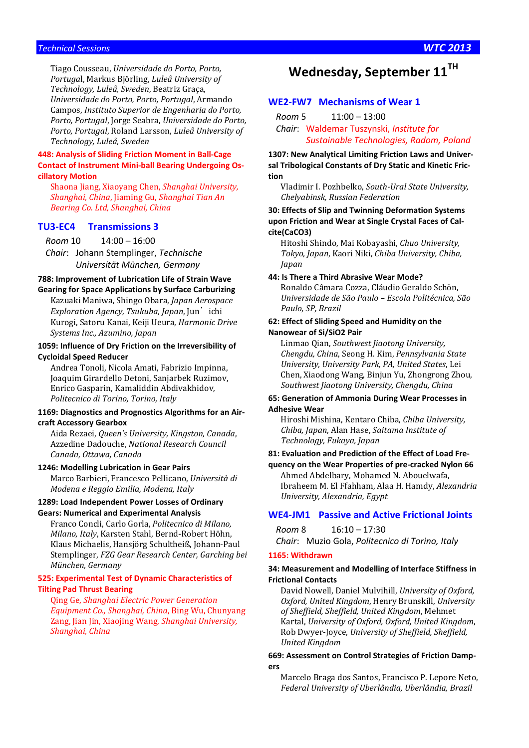Tiago Cousseau, *Universidade do Porto, Porto, Portugal*, Markus Björling, *Luleå University of Technology, Luleå, Sweden*, Beatriz Graça, *Universidade do Porto, Porto, Portugal*, Armando Campos, *Instituto Superior de Engenharia do Porto, Porto, Portugal*, Jorge Seabra, *Universidade do Porto, Porto, Portugal*, Roland Larsson, *Luleå University of Technology, Luleå, Sweden*

**448: Analysis of Sliding Friction Moment in Ball-Cage Contact of Instrument Mini-ball Bearing Undergoing Oscillatory Motion**

Shaona Jiang, Xiaoyang Chen, *Shanghai University, Shanghai, China*, Jiaming Gu, *Shanghai Tian An Bearing Co. Ltd, Shanghai, China*

## TU3-EC4 Transmissions 3

*Room* 10 14:00 – 16:00

*Chair*: Johann Stemplinger, *Technische Universität München, Germany*

**788: Improvement of Lubrication Life of Strain Wave Gearing for Space Applications by Surface Carburizing**

Kazuaki Maniwa, Shingo Obara, *Japan Aerospace Exploration Agency, Tsukuba, Japan*, Jun'ichi Kurogi, Satoru Kanai, Keiji Ueura, *Harmonic Drive Systems Inc., Azumino, Japan*

**1059: Influence of Dry Friction on the Irreversibility of Cycloidal Speed Reducer**

Andrea Tonoli, Nicola Amati, Fabrizio Impinna, Joaquim Girardello Detoni, Sanjarbek Ruzimov, Enrico Gasparin, Kamaliddin Abdivakhidov, *Politecnico di Torino, Torino, Italy*

**1169: Diagnostics and Prognostics Algorithms for an Aircraft Accessory Gearbox**

Aida Rezaei, *Queen's University, Kingston, Canada*, Azzedine Dadouche, *National Research Council Canada, Ottawa, Canada*

**1246: Modelling Lubrication in Gear Pairs**

Marco Barbieri, Francesco Pellicano, *Università di Modena e Reggio Emilia, Modena, Italy*

**1289: Load Independent Power Losses of Ordinary Gears: Numerical and Experimental Analysis**

Franco Concli, Carlo Gorla, *Politecnico di Milano, Milano, Italy*, Karsten Stahl, Bernd-Robert Höhn, Klaus Michaelis, Hansjörg Schultheiß, Johann-Paul Stemplinger, *FZG Gear Research Center, Garching bei München, Germany*

**525: Experimental Test of Dynamic Characteristics of Tilting Pad Thrust Bearing**

Qing Ge, *Shanghai Electric Power Generation Equipment Co., Shanghai, China*, Bing Wu, Chunyang Zang, Jian Jin, Xiaojing Wang, *Shanghai University, Shanghai, China*

# Wednesday, September 11TH

## WE2-FW7 Mechanisms of Wear 1

*Room* 5 11:00 – 13:00

*Chair*: Waldemar Tuszynski, *Institute for Sustainable Technologies, Radom, Poland*

**1307: New Analytical Limiting Friction Laws and Universal Tribological Constants of Dry Static and Kinetic Friction**

Vladimir I. Pozhbelko, *South-Ural State University, Chelyabinsk, Russian Federation*

**30: Effects of Slip and Twinning Deformation Systems upon Friction and Wear at Single Crystal Faces of Calcite($CaCO_3$)**

Hitoshi Shindo, Mai Kobayashi, *Chuo University, Tokyo, Japan*, Kaori Niki, *Chiba University, Chiba, Japan*

**44: Is There a Third Abrasive Wear Mode?**

Ronaldo Câmara Cozza, Cláudio Geraldo Schön, *Universidade de São Paulo – Escola Politécnica, São Paulo, SP, Brazil*

**62: Effect of Sliding Speed and Humidity on the Nanowear of Si/$SiO_2$ Pair**

Linmao Qian, *Southwest Jiaotong University, Chengdu, China*, Seong H. Kim, *Pennsylvania State University, University Park, PA, United States*, Lei Chen, Xiaodong Wang, Binjun Yu, Zhongrong Zhou, *Southwest Jiaotong University, Chengdu, China*

**65: Generation of Ammonia During Wear Processes in Adhesive Wear**

Hiroshi Mishina, Kentaro Chiba, *Chiba University, Chiba, Japan*, Alan Hase, *Saitama Institute of Technology, Fukaya, Japan*

**81: Evaluation and Prediction of the Effect of Load Frequency on the Wear Properties of pre-cracked Nylon 66**

Ahmed Abdelbary, Mohamed N. Abouelwafa, Ibraheem M. El Ffahham, Alaa H. Hamdy, *Alexandria University, Alexandria, Egypt*

## WE4-JM1 Passive and Active Frictional Joints

*Room* 8 16:10 – 17:30

*Chair*: Muzio Gola, *Politecnico di Torino, Italy*

**1165: Withdrawn**

**34: Measurement and Modelling of Interface Stiffness in Frictional Contacts**

David Nowell, Daniel Mulvihill, *University of Oxford, Oxford, United Kingdom*, Henry Brunskill, *University of Sheffield, Sheffield, United Kingdom*, Mehmet Kartal, *University of Oxford, Oxford, United Kingdom*, Rob Dwyer-Joyce, *University of Sheffield, Sheffield, United Kingdom*

**669: Assessment on Control Strategies of Friction Dampers**

Marcelo Braga dos Santos, Francisco P. Lepore Neto, *Federal University of Uberlândia, Uberlândia, Brazil*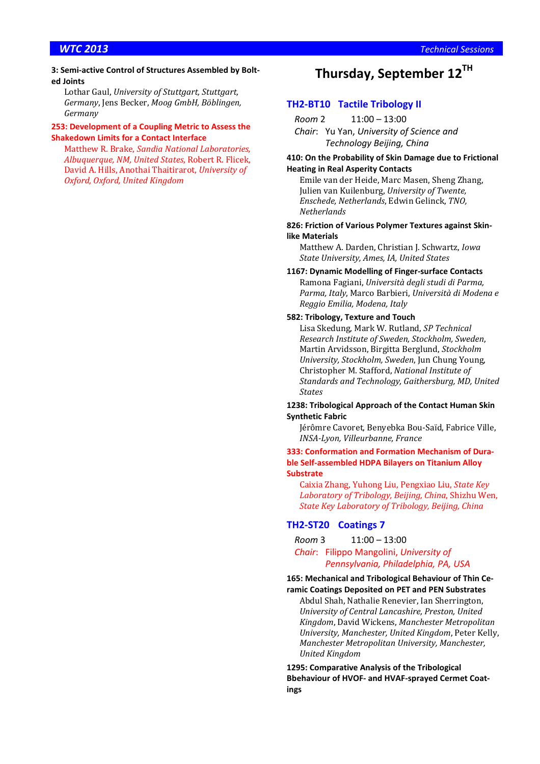**3: Semi-active Control of Structures Assembled by Bolted Joints**

Lothar Gaul, *University of Stuttgart, Stuttgart, Germany*, Jens Becker, *Moog GmbH, Böblingen, Germany*

**253: Development of a Coupling Metric to Assess the Shakedown Limits for a Contact Interface**

Matthew R. Brake, *Sandia National Laboratories, Albuquerque, NM, United States*, Robert R. Flicek, David A. Hills, Anothai Thaitirarot, *University of Oxford, Oxford, United Kingdom*

# Thursday, September 12TH

## TH2-BT10 Tactile Tribology II

*Room* 2 11:00 – 13:00

*Chair*: Yu Yan, *University of Science and Technology Beijing, China*

**410: On the Probability of Skin Damage due to Frictional Heating in Real Asperity Contacts**

Emile van der Heide, Marc Masen, Sheng Zhang, Julien van Kuilenburg, *University of Twente, Enschede, Netherlands*, Edwin Gelinck, *TNO, Netherlands*

**826: Friction of Various Polymer Textures against Skin-like Materials**

Matthew A. Darden, Christian J. Schwartz, *Iowa State University, Ames, IA, United States*

**1167: Dynamic Modelling of Finger-surface Contacts**

Ramona Fagiani, *Università degli studi di Parma, Parma, Italy*, Marco Barbieri, *Università di Modena e Reggio Emilia, Modena, Italy*

**582: Tribology, Texture and Touch**

Lisa Skedung, Mark W. Rutland, *SP Technical Research Institute of Sweden, Stockholm, Sweden*, Martin Arvidsson, Birgitta Berglund, *Stockholm University, Stockholm, Sweden*, Jun Chung Young, Christopher M. Stafford, *National Institute of Standards and Technology, Gaithersburg, MD, United States*

**1238: Tribological Approach of the Contact Human Skin Synthetic Fabric**

Jérômre Cavoret, Benyebka Bou-Saïd, Fabrice Ville, *INSA-Lyon, Villeurbanne, France*

**333: Conformation and Formation Mechanism of Durable Self-assembled HDPA Bilayers on Titanium Alloy Substrate**

Caixia Zhang, Yuhong Liu, Pengxiao Liu, *State Key Laboratory of Tribology, Beijing, China*, Shizhu Wen, *State Key Laboratory of Tribology, Beijing, China*

## TH2-ST20 Coatings 7

*Room* 3 11:00 – 13:00

*Chair*: Filippo Mangolini, *University of Pennsylvania, Philadelphia, PA, USA*

**165: Mechanical and Tribological Behaviour of Thin Ceramic Coatings Deposited on PET and PEN Substrates**

Abdul Shah, Nathalie Renevier, Ian Sherrington, *University of Central Lancashire, Preston, United Kingdom*, David Wickens, *Manchester Metropolitan University, Manchester, United Kingdom*, Peter Kelly, *Manchester Metropolitan University, Manchester, United Kingdom*

**1295: Comparative Analysis of the Tribological Bbehaviour of HVOF- and HVAF-sprayed Cermet Coatings**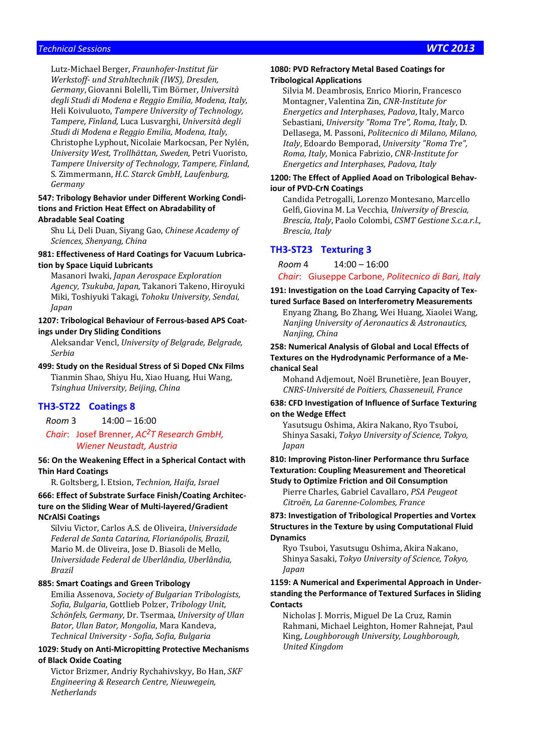Lutz-Michael Berger, *Fraunhofer-Institut für Werkstoff- und Strahltechnik (IWS), Dresden, Germany*, Giovanni Bolelli, Tim Börner, *Università degli Studi di Modena e Reggio Emilia, Modena, Italy*, Heli Koivuluoto, *Tampere University of Technology, Tampere, Finland*, Luca Lusvarghi, *Università degli Studi di Modena e Reggio Emilia, Modena, Italy*, Christophe Lyphout, Nicolaie Markocsan, Per Nylén, *University West, Trollhättan, Sweden*, Petri Vuoristo, *Tampere University of Technology, Tampere, Finland*, S. Zimmermann, *H.C. Starck GmbH, Laufenburg, Germany*

**547: Tribology Behavior under Different Working Conditions and Friction Heat Effect on Abradability of Abradable Seal Coating**

Shu Li, Deli Duan, Siyang Gao, *Chinese Academy of Sciences, Shenyang, China*

**981: Effectiveness of Hard Coatings for Vacuum Lubrication by Space Liquid Lubricants**

Masanori Iwaki, *Japan Aerospace Exploration Agency, Tsukuba, Japan*, Takanori Takeno, Hiroyuki Miki, Toshiyuki Takagi, *Tohoku University, Sendai, Japan*

**1207: Tribological Behaviour of Ferrous-based APS Coatings under Dry Sliding Conditions**

Aleksandar Vencl, *University of Belgrade, Belgrade, Serbia*

**499: Study on the Residual Stress of Si Doped CNx Films**

Tianmin Shao, Shiyu Hu, Xiao Huang, Hui Wang, *Tsinghua University, Beijing, China*

## TH3-ST22 Coatings 8

*Room* 3 14:00 – 16:00

*Chair*: Josef Brenner, *AC²T Research GmbH, Wiener Neustadt, Austria*

**56: On the Weakening Effect in a Spherical Contact with Thin Hard Coatings**

R. Goltsberg, I. Etsion, *Technion, Haifa, Israel*

**666: Effect of Substrate Surface Finish/Coating Architecture on the Sliding Wear of Multi-layered/Gradient NCrAlSi Coatings**

Silviu Victor, Carlos A.S. de Oliveira, *Universidade Federal de Santa Catarina, Florianópolis, Brazil*, Mario M. de Oliveira, Jose D. Biasoli de Mello, *Universidade Federal de Uberlândia, Uberlândia, Brazil*

**885: Smart Coatings and Green Tribology**

Emilia Assenova, *Society of Bulgarian Tribologists, Sofia, Bulgaria*, Gottlieb Polzer, *Tribology Unit, Schönfels, Germany*, Dr. Tsermaa, *University of Ulan Bator, Ulan Bator, Mongolia*, Mara Kandeva, *Technical University - Sofia, Sofia, Bulgaria*

**1029: Study on Anti-Micropitting Protective Mechanisms of Black Oxide Coating**

Victor Brizmer, Andriy Rychahivskyy, Bo Han, *SKF Engineering & Research Centre, Nieuwegein, Netherlands*

**1080: PVD Refractory Metal Based Coatings for Tribological Applications**

Silvia M. Deambrosis, Enrico Miorin, Francesco Montagner, Valentina Zin, *CNR-Institute for Energetics and Interphases, Padova*, Italy, Marco Sebastiani, *University "Roma Tre", Roma, Italy*, D. Dellasega, M. Passoni, *Politecnico di Milano, Milano, Italy*, Edoardo Bemporad, *University "Roma Tre", Roma, Italy*, Monica Fabrizio, *CNR-Institute for Energetics and Interphases, Padova, Italy*

**1200: The Effect of Applied Aoad on Tribological Behaviour of PVD-CrN Coatings**

Candida Petrogalli, Lorenzo Montesano, Marcello Gelfi, Giovina M. La Vecchia, *University of Brescia, Brescia, Italy*, Paolo Colombi, *CSMT Gestione S.c.a.r.l., Brescia, Italy*

## TH3-ST23 Texturing 3

*Room* 4 14:00 – 16:00

*Chair*: Giuseppe Carbone, *Politecnico di Bari, Italy*

**191: Investigation on the Load Carrying Capacity of Textured Surface Based on Interferometry Measurements**

Enyang Zhang, Bo Zhang, Wei Huang, Xiaolei Wang, *Nanjing University of Aeronautics & Astronautics, Nanjing, China*

**258: Numerical Analysis of Global and Local Effects of Textures on the Hydrodynamic Performance of a Mechanical Seal**

Mohand Adjemout, Noël Brunetière, Jean Bouyer, *CNRS-Université de Poitiers, Chasseneuil, France*

**638: CFD Investigation of Influence of Surface Texturing on the Wedge Effect**

Yasutsugu Oshima, Akira Nakano, Ryo Tsuboi, Shinya Sasaki, *Tokyo University of Science, Tokyo, Japan*

**810: Improving Piston-liner Performance thru Surface Texturation: Coupling Measurement and Theoretical Study to Optimize Friction and Oil Consumption**

Pierre Charles, Gabriel Cavallaro, *PSA Peugeot Citroën, La Garenne-Colombes, France*

**873: Investigation of Tribological Properties and Vortex Structures in the Texture by using Computational Fluid Dynamics**

Ryo Tsuboi, Yasutsugu Oshima, Akira Nakano, Shinya Sasaki, *Tokyo University of Science, Tokyo, Japan*

**1159: A Numerical and Experimental Approach in Understanding the Performance of Textured Surfaces in Sliding Contacts**

Nicholas J. Morris, Miguel De La Cruz, Ramin Rahmani, Michael Leighton, Homer Rahnejat, Paul King, *Loughborough University, Loughborough, United Kingdom*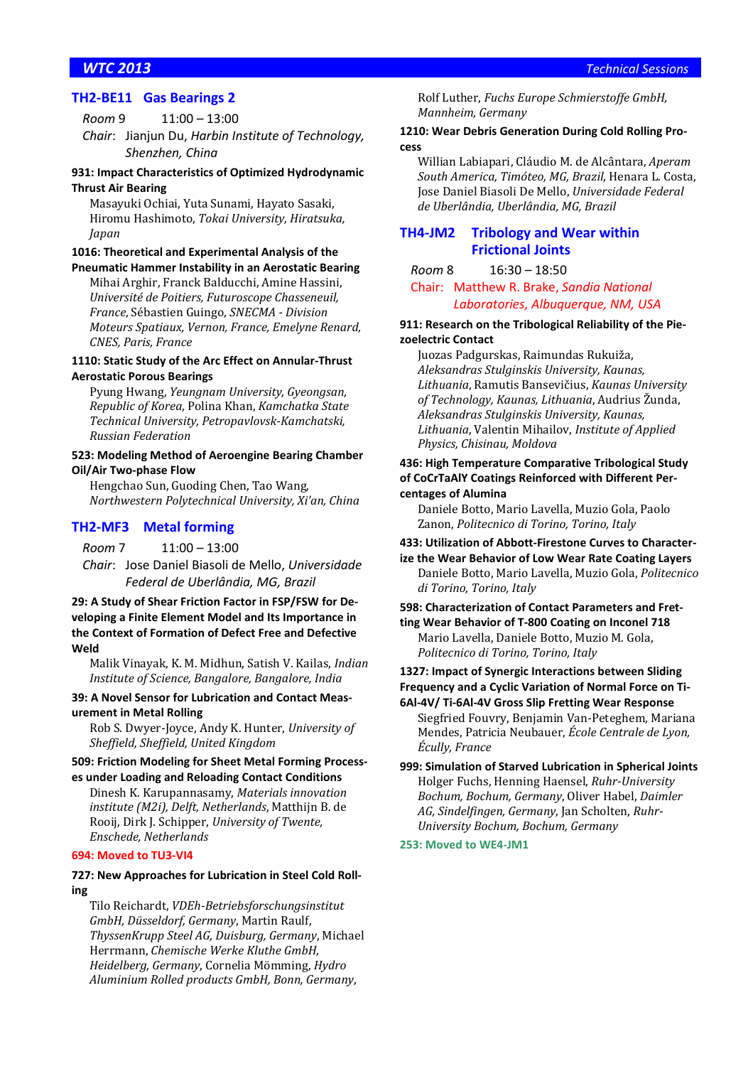## TH2-BE11 Gas Bearings 2

*Room* 9 11:00 – 13:00

*Chair*: Jianjun Du, *Harbin Institute of Technology, Shenzhen, China*

**931: Impact Characteristics of Optimized Hydrodynamic Thrust Air Bearing**

Masayuki Ochiai, Yuta Sunami, Hayato Sasaki, Hiromu Hashimoto, *Tokai University, Hiratsuka, Japan*

**1016: Theoretical and Experimental Analysis of the Pneumatic Hammer Instability in an Aerostatic Bearing**

Mihai Arghir, Franck Balducchi, Amine Hassini, *Université de Poitiers, Futuroscope Chasseneuil, France*, Sébastien Guingo, *SNECMA - Division Moteurs Spatiaux, Vernon, France*, Emelyne Renard, *CNES, Paris, France*

**1110: Static Study of the Arc Effect on Annular-Thrust Aerostatic Porous Bearings**

Pyung Hwang, *Yeungnam University, Gyeongsan, Republic of Korea*, Polina Khan, *Kamchatka State Technical University, Petropavlovsk-Kamchatski, Russian Federation*

**523: Modeling Method of Aeroengine Bearing Chamber Oil/Air Two-phase Flow**

Hengchao Sun, Guoding Chen, Tao Wang, *Northwestern Polytechnical University, Xi'an, China*

## TH2-MF3 Metal forming

*Room* 7 11:00 – 13:00

*Chair*: Jose Daniel Biasoli de Mello, *Universidade Federal de Uberlândia, MG, Brazil*

**29: A Study of Shear Friction Factor in FSP/FSW for Developing a Finite Element Model and Its Importance in the Context of Formation of Defect Free and Defective Weld**

Malik Vinayak, K. M. Midhun, Satish V. Kailas, *Indian Institute of Science, Bangalore, Bangalore, India*

**39: A Novel Sensor for Lubrication and Contact Measurement in Metal Rolling**

Rob S. Dwyer-Joyce, Andy K. Hunter, *University of Sheffield, Sheffield, United Kingdom*

**509: Friction Modeling for Sheet Metal Forming Processes under Loading and Reloading Contact Conditions**

Dinesh K. Karupannasamy, *Materials innovation institute (M2i), Delft, Netherlands*, Matthijn B. de Rooij, Dirk J. Schipper, *University of Twente, Enschede, Netherlands*

**694: Moved to TU3-VI4**

**727: New Approaches for Lubrication in Steel Cold Rolling**

Tilo Reichardt, *VDEh-Betriebsforschungsinstitut GmbH, Düsseldorf, Germany*, Martin Raulf, *ThyssenKrupp Steel AG, Duisburg, Germany*, Michael Herrmann, *Chemische Werke Kluthe GmbH, Heidelberg, Germany*, Cornelia Mömming, *Hydro Aluminium Rolled products GmbH, Bonn, Germany*, Rolf Luther, *Fuchs Europe Schmierstoffe GmbH, Mannheim, Germany*

**1210: Wear Debris Generation During Cold Rolling Process**

Willian Labiapari, Cláudio M. de Alcântara, *Aperam South America, Timóteo, MG, Brazil*, Henara L. Costa, Jose Daniel Biasoli De Mello, *Universidade Federal de Uberlândia, Uberlândia, MG, Brazil*

## TH4-JM2 Tribology and Wear within Frictional Joints

*Room* 8 16:30 – 18:50

Chair: Matthew R. Brake, *Sandia National Laboratories, Albuquerque, NM, USA*

**911: Research on the Tribological Reliability of the Piezoelectric Contact**

Juozas Padgurskas, Raimundas Rukuiža, *Aleksandras Stulginskis University, Kaunas, Lithuania*, Ramutis Bansevičius, *Kaunas University of Technology, Kaunas, Lithuania*, Audrius Žunda, *Aleksandras Stulginskis University, Kaunas, Lithuania*, Valentin Mihailov, *Institute of Applied Physics, Chisinau, Moldova*

**436: High Temperature Comparative Tribological Study of CoCrTaAlY Coatings Reinforced with Different Percentages of Alumina**

Daniele Botto, Mario Lavella, Muzio Gola, Paolo Zanon, *Politecnico di Torino, Torino, Italy*

**433: Utilization of Abbott-Firestone Curves to Characterize the Wear Behavior of Low Wear Rate Coating Layers**

Daniele Botto, Mario Lavella, Muzio Gola, *Politecnico di Torino, Torino, Italy*

**598: Characterization of Contact Parameters and Fretting Wear Behavior of T-800 Coating on Inconel 718**

Mario Lavella, Daniele Botto, Muzio M. Gola, *Politecnico di Torino, Torino, Italy*

**1327: Impact of Synergic Interactions between Sliding Frequency and a Cyclic Variation of Normal Force on Ti-6Al-4V/ Ti-6Al-4V Gross Slip Fretting Wear Response**

Siegfried Fouvry, Benjamin Van-Peteghem, Mariana Mendes, Patricia Neubauer, *École Centrale de Lyon, Écully, France*

**999: Simulation of Starved Lubrication in Spherical Joints**

Holger Fuchs, Henning Haensel, *Ruhr-University Bochum, Bochum, Germany*, Oliver Habel, *Daimler AG, Sindelfingen, Germany*, Jan Scholten, *Ruhr-University Bochum, Bochum, Germany*

**253: Moved to WE4-JM1**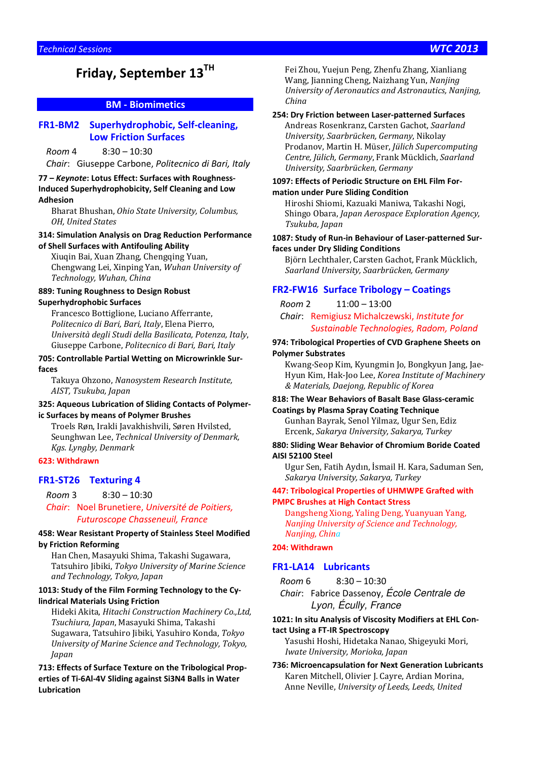# Friday, September 13TH

## BM - Biomimetics

### FR1-BM2 Superhydrophobic, Self-cleaning, Low Friction Surfaces

*Room* 4 8:30 – 10:30

*Chair*: Giuseppe Carbone, *Politecnico di Bari, Italy*

**77 – *Keynote*: Lotus Effect: Surfaces with Roughness-Induced Superhydrophobicity, Self Cleaning and Low Adhesion**

Bharat Bhushan, *Ohio State University, Columbus, OH, United States*

**314: Simulation Analysis on Drag Reduction Performance of Shell Surfaces with Antifouling Ability**

Xiuqin Bai, Xuan Zhang, Chengqing Yuan, Chengwang Lei, Xinping Yan, *Wuhan University of Technology, Wuhan, China*

**889: Tuning Roughness to Design Robust Superhydrophobic Surfaces**

Francesco Bottiglione, Luciano Afferrante, *Politecnico di Bari, Bari, Italy*, Elena Pierro, *Università degli Studi della Basilicata, Potenza, Italy*, Giuseppe Carbone, *Politecnico di Bari, Bari, Italy*

**705: Controllable Partial Wetting on Microwrinkle Surfaces**

Takuya Ohzono, *Nanosystem Research Institute, AIST, Tsukuba, Japan*

**325: Aqueous Lubrication of Sliding Contacts of Polymeric Surfaces by means of Polymer Brushes**

Troels Røn, Irakli Javakhishvili, Søren Hvilsted, Seunghwan Lee, *Technical University of Denmark, Kgs. Lyngby, Denmark*

**623: Withdrawn**

### FR1-ST26 Texturing 4

*Room* 3 8:30 – 10:30

*Chair*: Noel Brunetiere, *Université de Poitiers, Futuroscope Chasseneuil, France*

**458: Wear Resistant Property of Stainless Steel Modified by Friction Reforming**

Han Chen, Masayuki Shima, Takashi Sugawara, Tatsuhiro Jibiki, *Tokyo University of Marine Science and Technology, Tokyo, Japan*

**1013: Study of the Film Forming Technology to the Cylindrical Materials Using Friction**

Hideki Akita, *Hitachi Construction Machinery Co.,Ltd, Tsuchiura, Japan*, Masayuki Shima, Takashi Sugawara, Tatsuhiro Jibiki, Yasuhiro Konda, *Tokyo University of Marine Science and Technology, Tokyo, Japan*

**713: Effects of Surface Texture on the Tribological Properties of Ti-6Al-4V Sliding against Si3N4 Balls in Water Lubrication**

Fei Zhou, Yuejun Peng, Zhenfu Zhang, Xianliang Wang, Jianning Cheng, Naizhang Yun, *Nanjing University of Aeronautics and Astronautics, Nanjing, China*

**254: Dry Friction between Laser-patterned Surfaces**

Andreas Rosenkranz, Carsten Gachot, *Saarland University, Saarbrücken, Germany*, Nikolay Prodanov, Martin H. Müser, *Jülich Supercomputing Centre, Jülich, Germany*, Frank Mücklich, *Saarland University, Saarbrücken, Germany*

**1097: Effects of Periodic Structure on EHL Film Formation under Pure Sliding Condition**

Hiroshi Shiomi, Kazuaki Maniwa, Takashi Nogi, Shingo Obara, *Japan Aerospace Exploration Agency, Tsukuba, Japan*

**1087: Study of Run-in Behaviour of Laser-patterned Surfaces under Dry Sliding Conditions**

Björn Lechthaler, Carsten Gachot, Frank Mücklich, *Saarland University, Saarbrücken, Germany*

### FR2-FW16 Surface Tribology – Coatings

*Room* 2 11:00 – 13:00

*Chair*: Remigiusz Michalczewski, *Institute for Sustainable Technologies, Radom, Poland*

**974: Tribological Properties of CVD Graphene Sheets on Polymer Substrates**

Kwang-Seop Kim, Kyungmin Jo, Bongkyun Jang, Jae-Hyun Kim, Hak-Joo Lee, *Korea Institute of Machinery & Materials, Daejong, Republic of Korea*

**818: The Wear Behaviors of Basalt Base Glass-ceramic Coatings by Plasma Spray Coating Technique**

Gunhan Bayrak, Senol Yilmaz, Ugur Sen, Ediz Ercenk, *Sakarya University, Sakarya, Turkey*

**880: Sliding Wear Behavior of Chromium Boride Coated AISI 52100 Steel**

Ugur Sen, Fatih Aydın, İsmail H. Kara, Saduman Sen, *Sakarya University, Sakarya, Turkey*

**447: Tribological Properties of UHMWPE Grafted with PMPC Brushes at High Contact Stress**

Dangsheng Xiong, Yaling Deng, Yuanyuan Yang, *Nanjing University of Science and Technology, Nanjing, China*

**204: Withdrawn**

### FR1-LA14 Lubricants

*Room* 6 8:30 – 10:30

*Chair*: Fabrice Dassenoy, *École Centrale de Lyon, Écully, France*

**1021: In situ Analysis of Viscosity Modifiers at EHL Contact Using a FT-IR Spectroscopy**

Yasushi Hoshi, Hidetaka Nanao, Shigeyuki Mori, *Iwate University, Morioka, Japan*

**736: Microencapsulation for Next Generation Lubricants**

Karen Mitchell, Olivier J. Cayre, Ardian Morina, Anne Neville, *University of Leeds, Leeds, United*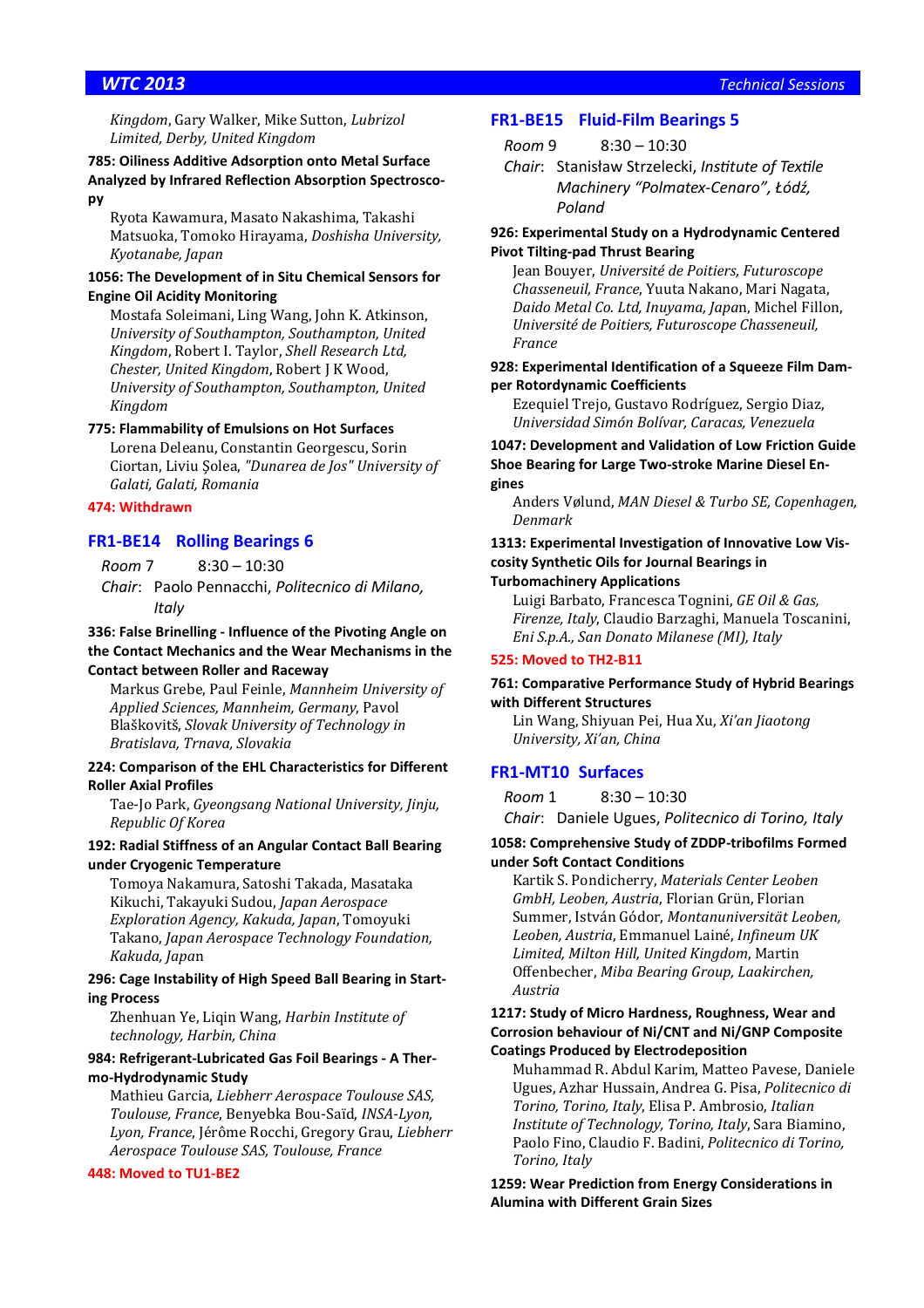*Kingdom*, Gary Walker, Mike Sutton, *Lubrizol Limited, Derby, United Kingdom*

**785: Oiliness Additive Adsorption onto Metal Surface Analyzed by Infrared Reflection Absorption Spectroscopy**

Ryota Kawamura, Masato Nakashima, Takashi Matsuoka, Tomoko Hirayama, *Doshisha University, Kyotanabe, Japan*

**1056: The Development of in Situ Chemical Sensors for Engine Oil Acidity Monitoring**

Mostafa Soleimani, Ling Wang, John K. Atkinson, *University of Southampton, Southampton, United Kingdom*, Robert I. Taylor, *Shell Research Ltd, Chester, United Kingdom*, Robert J K Wood, *University of Southampton, Southampton, United Kingdom*

**775: Flammability of Emulsions on Hot Surfaces**

Lorena Deleanu, Constantin Georgescu, Sorin Ciortan, Liviu Şolea, *"Dunarea de Jos" University of Galati, Galati, Romania*

**474: Withdrawn**

## FR1-BE14 Rolling Bearings 6

*Room* 7 8:30 – 10:30

*Chair*: Paolo Pennacchi, *Politecnico di Milano, Italy*

**336: False Brinelling - Influence of the Pivoting Angle on the Contact Mechanics and the Wear Mechanisms in the Contact between Roller and Raceway**

Markus Grebe, Paul Feinle, *Mannheim University of Applied Sciences, Mannheim, Germany*, Pavol Blaškovitš, *Slovak University of Technology in Bratislava, Trnava, Slovakia*

**224: Comparison of the EHL Characteristics for Different Roller Axial Profiles**

Tae-Jo Park, *Gyeongsang National University, Jinju, Republic Of Korea*

**192: Radial Stiffness of an Angular Contact Ball Bearing under Cryogenic Temperature**

Tomoya Nakamura, Satoshi Takada, Masataka Kikuchi, Takayuki Sudou, *Japan Aerospace Exploration Agency, Kakuda, Japan*, Tomoyuki Takano, *Japan Aerospace Technology Foundation, Kakuda, Japan*

**296: Cage Instability of High Speed Ball Bearing in Starting Process**

Zhenhuan Ye, Liqin Wang, *Harbin Institute of technology, Harbin, China*

**984: Refrigerant-Lubricated Gas Foil Bearings - A Thermo-Hydrodynamic Study**

Mathieu Garcia, *Liebherr Aerospace Toulouse SAS, Toulouse, France*, Benyebka Bou-Saïd, *INSA-Lyon, Lyon, France*, Jérôme Rocchi, Gregory Grau, *Liebherr Aerospace Toulouse SAS, Toulouse, France*

**448: Moved to TU1-BE2**

## FR1-BE15 Fluid-Film Bearings 5

*Room* 9 8:30 – 10:30

*Chair*: Stanisław Strzelecki, *Institute of Textile Machinery "Polmatex-Cenaro", Łódź, Poland*

**926: Experimental Study on a Hydrodynamic Centered Pivot Tilting-pad Thrust Bearing**

Jean Bouyer, *Université de Poitiers, Futuroscope Chasseneuil, France*, Yuuta Nakano, Mari Nagata, *Daido Metal Co. Ltd, Inuyama, Japan*, Michel Fillon, *Université de Poitiers, Futuroscope Chasseneuil, France*

**928: Experimental Identification of a Squeeze Film Damper Rotordynamic Coefficients**

Ezequiel Trejo, Gustavo Rodríguez, Sergio Diaz, *Universidad Simón Bolívar, Caracas, Venezuela*

**1047: Development and Validation of Low Friction Guide Shoe Bearing for Large Two-stroke Marine Diesel Engines**

Anders Vølund, *MAN Diesel & Turbo SE, Copenhagen, Denmark*

**1313: Experimental Investigation of Innovative Low Viscosity Synthetic Oils for Journal Bearings in Turbomachinery Applications**

Luigi Barbato, Francesca Tognini, *GE Oil & Gas, Firenze, Italy*, Claudio Barzaghi, Manuela Toscanini, *Eni S.p.A., San Donato Milanese (MI), Italy*

**525: Moved to TH2-B11**

**761: Comparative Performance Study of Hybrid Bearings with Different Structures**

Lin Wang, Shiyuan Pei, Hua Xu, *Xi'an Jiaotong University, Xi'an, China*

## FR1-MT10 Surfaces

*Room* 1 8:30 – 10:30

*Chair*: Daniele Ugues, *Politecnico di Torino, Italy*

**1058: Comprehensive Study of ZDDP-tribofilms Formed under Soft Contact Conditions**

Kartik S. Pondicherry, *Materials Center Leoben GmbH, Leoben, Austria*, Florian Grün, Florian Summer, István Gódor, *Montanuniversität Leoben, Leoben, Austria*, Emmanuel Lainé, *Infineum UK Limited, Milton Hill, United Kingdom*, Martin Offenbecher, *Miba Bearing Group, Laakirchen, Austria*

**1217: Study of Micro Hardness, Roughness, Wear and Corrosion behaviour of Ni/CNT and Ni/GNP Composite Coatings Produced by Electrodeposition**

Muhammad R. Abdul Karim, Matteo Pavese, Daniele Ugues, Azhar Hussain, Andrea G. Pisa, *Politecnico di Torino, Torino, Italy*, Elisa P. Ambrosio, *Italian Institute of Technology, Torino, Italy*, Sara Biamino, Paolo Fino, Claudio F. Badini, *Politecnico di Torino, Torino, Italy*

**1259: Wear Prediction from Energy Considerations in Alumina with Different Grain Sizes**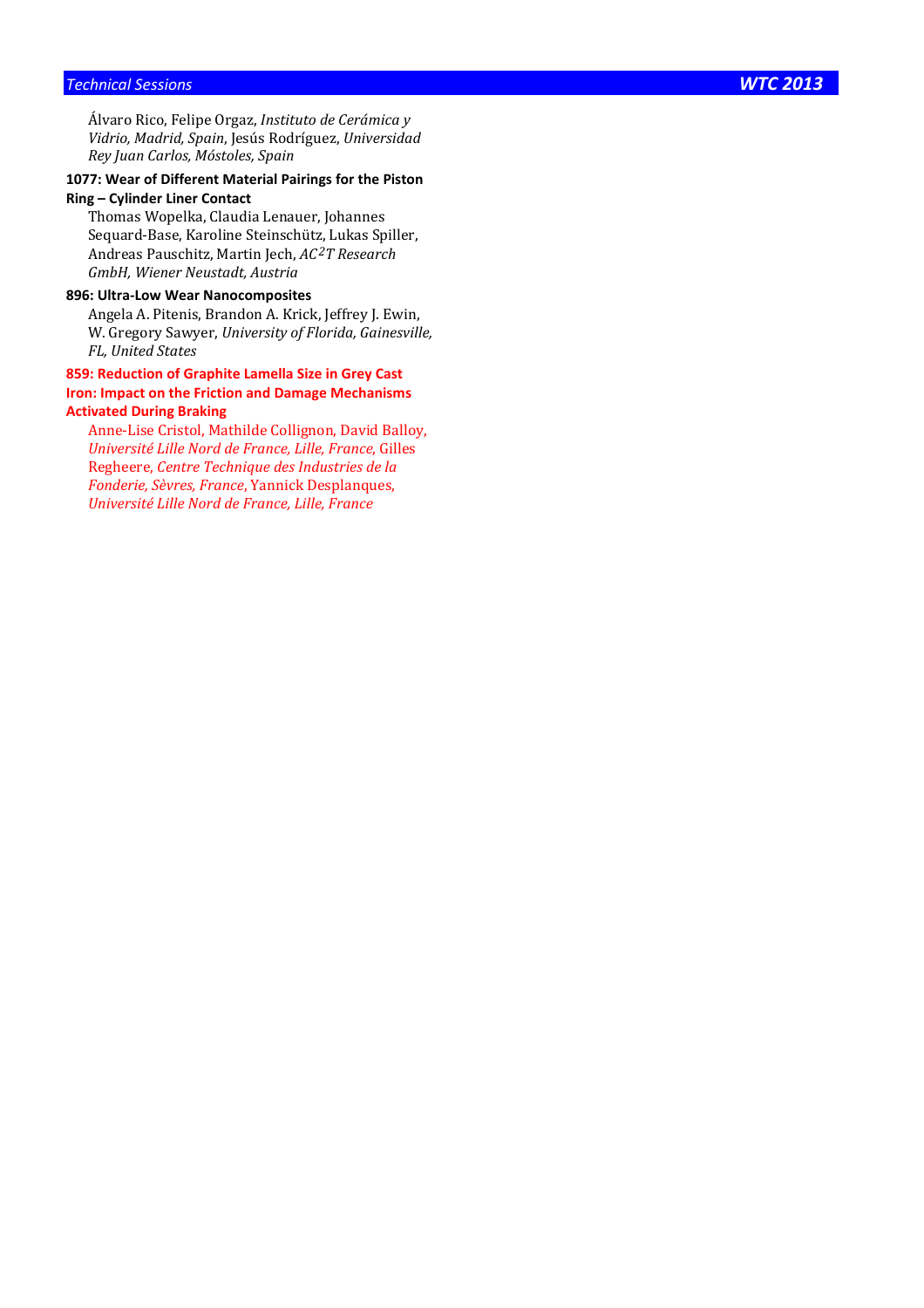Álvaro Rico, Felipe Orgaz, *Instituto de Cerámica y Vidrio, Madrid, Spain*, Jesús Rodríguez, *Universidad Rey Juan Carlos, Móstoles, Spain*

**1077: Wear of Different Material Pairings for the Piston Ring – Cylinder Liner Contact**

Thomas Wopelka, Claudia Lenauer, Johannes Sequard-Base, Karoline Steinschütz, Lukas Spiller, Andreas Pauschitz, Martin Jech, *AC²T Research GmbH, Wiener Neustadt, Austria*

**896: Ultra-Low Wear Nanocomposites**

Angela A. Pitenis, Brandon A. Krick, Jeffrey J. Ewin, W. Gregory Sawyer, *University of Florida, Gainesville, FL, United States*

**859: Reduction of Graphite Lamella Size in Grey Cast Iron: Impact on the Friction and Damage Mechanisms Activated During Braking**

Anne-Lise Cristol, Mathilde Collignon, David Balloy, *Université Lille Nord de France, Lille, France*, Gilles Regheere, *Centre Technique des Industries de la Fonderie, Sèvres, France*, Yannick Desplanques, *Université Lille Nord de France, Lille, France*